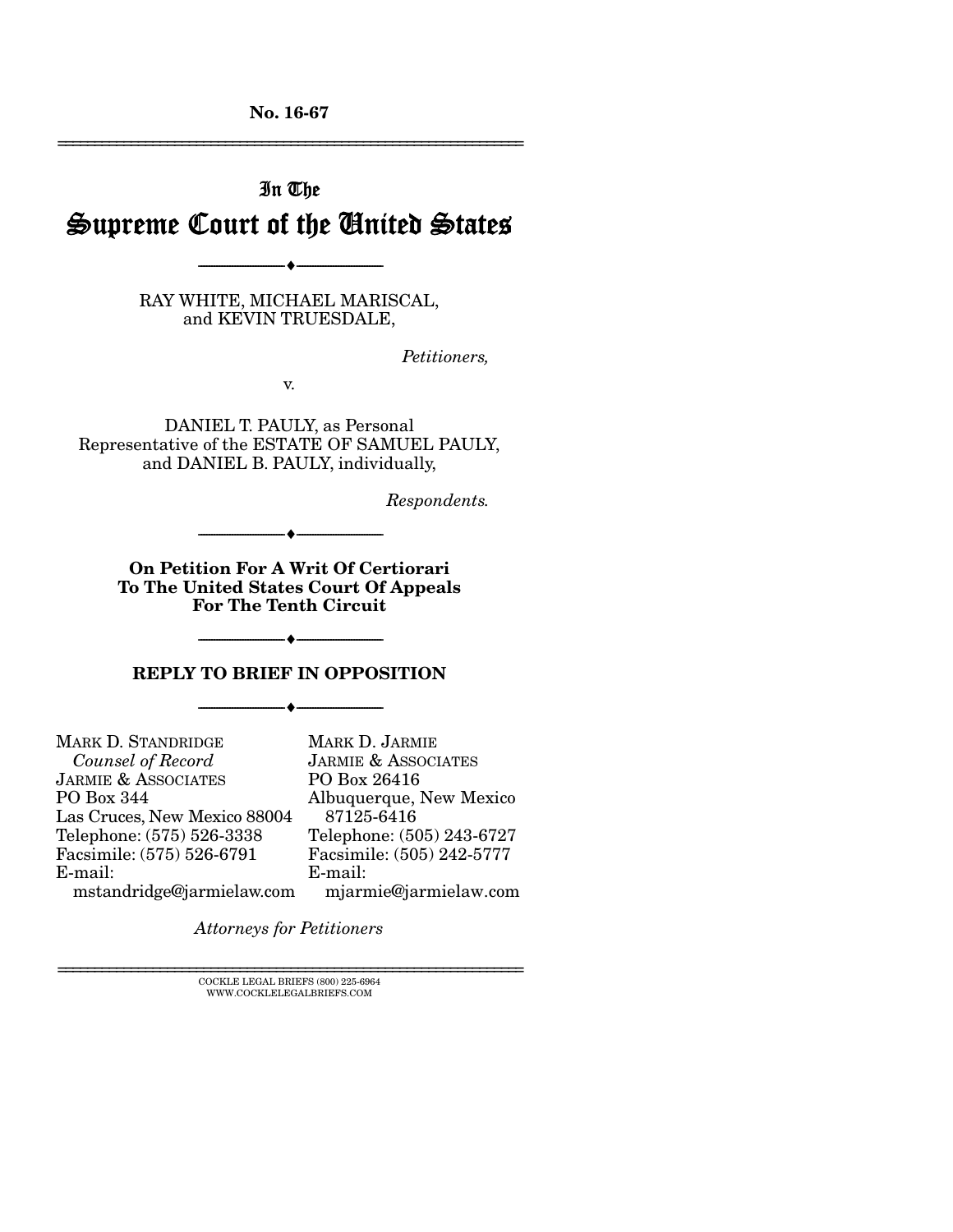No. 16-67

---

In The

# Supreme Court of the United States

---

RAY WHITE, MICHAEL MARISCAL,
and KEVIN TRUESDALE,

*Petitioners,*

v.

DANIEL T. PAULY, as Personal
Representative of the ESTATE OF SAMUEL PAULY,
and DANIEL B. PAULY, individually,

*Respondents.*

---

**On Petition For A Writ Of Certiorari
To The United States Court Of Appeals
For The Tenth Circuit**

---

**REPLY TO BRIEF IN OPPOSITION**

---

MARK D. STANDRIDGE
*Counsel of Record*
JARMIE & ASSOCIATES
PO Box 344
Las Cruces, New Mexico 88004
Telephone: (575) 526-3338
Facsimile: (575) 526-6791
E-mail:
mstandridge@jarmielaw.com

MARK D. JARMIE
JARMIE & ASSOCIATES
PO Box 26416
Albuquerque, New Mexico
87125-6416
Telephone: (505) 243-6727
Facsimile: (505) 242-5777
E-mail:
mjarmie@jarmielaw.com

*Attorneys for Petitioners*

---

COCKLE LEGAL BRIEFS (800) 225-6964
WWW.COCKLELEGALBRIEFS.COM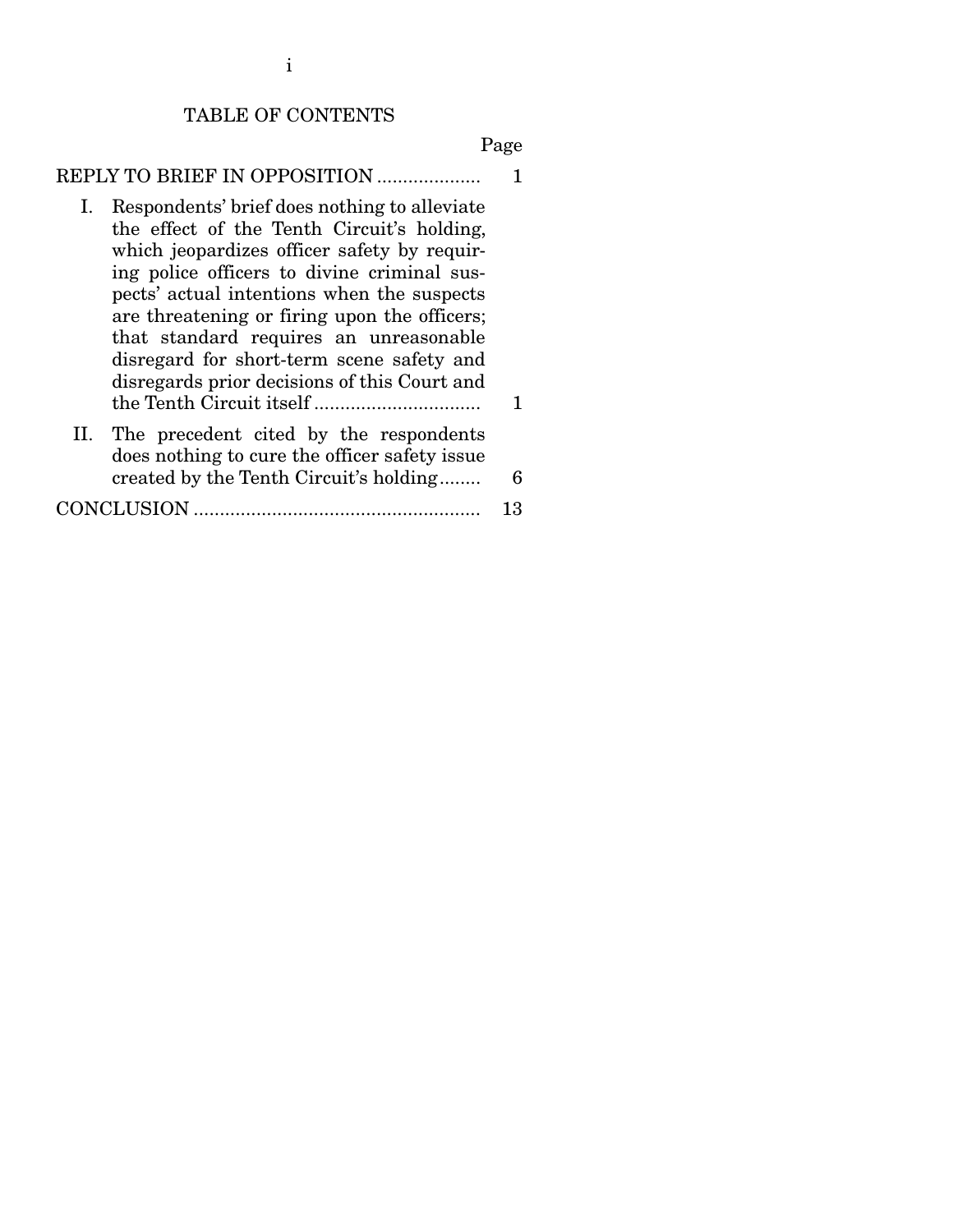# TABLE OF CONTENTS

| | Page |
|---|---|
| REPLY TO BRIEF IN OPPOSITION | 1 |
| I. Respondents' brief does nothing to alleviate the effect of the Tenth Circuit's holding, which jeopardizes officer safety by requiring police officers to divine criminal suspects' actual intentions when the suspects are threatening or firing upon the officers; that standard requires an unreasonable disregard for short-term scene safety and disregards prior decisions of this Court and the Tenth Circuit itself | 1 |
| II. The precedent cited by the respondents does nothing to cure the officer safety issue created by the Tenth Circuit's holding | 6 |
| CONCLUSION | 13 |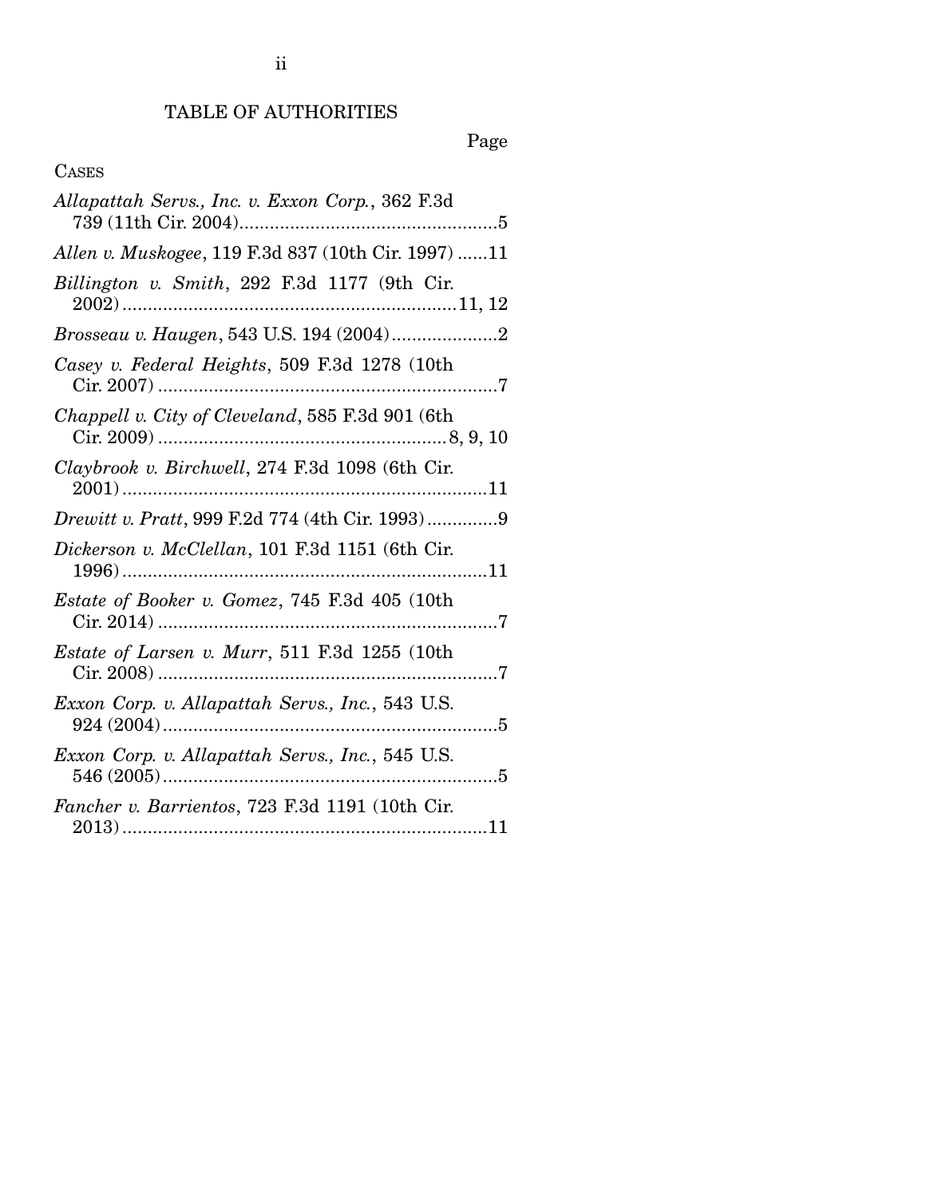## TABLE OF AUTHORITIES

Page

CASES

*Allapattah Servs., Inc. v. Exxon Corp.*, 362 F.3d 739 (11th Cir. 2004)....................................................5

*Allen v. Muskogee*, 119 F.3d 837 (10th Cir. 1997) ......11

*Billington v. Smith*, 292 F.3d 1177 (9th Cir. 2002)..................................................................11, 12

*Brosseau v. Haugen*, 543 U.S. 194 (2004)....................2

*Casey v. Federal Heights*, 509 F.3d 1278 (10th Cir. 2007) ....................................................................7

*Chappell v. City of Cleveland*, 585 F.3d 901 (6th Cir. 2009) ........................................................8, 9, 10

*Claybrook v. Birchwell*, 274 F.3d 1098 (6th Cir. 2001)........................................................................11

*Drewitt v. Pratt*, 999 F.2d 774 (4th Cir. 1993).............9

*Dickerson v. McClellan*, 101 F.3d 1151 (6th Cir. 1996)........................................................................11

*Estate of Booker v. Gomez*, 745 F.3d 405 (10th Cir. 2014) ....................................................................7

*Estate of Larsen v. Murr*, 511 F.3d 1255 (10th Cir. 2008) ....................................................................7

*Exxon Corp. v. Allapattah Servs., Inc.*, 543 U.S. 924 (2004)..................................................................5

*Exxon Corp. v. Allapattah Servs., Inc.*, 545 U.S. 546 (2005)..................................................................5

*Fancher v. Barrientos*, 723 F.3d 1191 (10th Cir. 2013)........................................................................11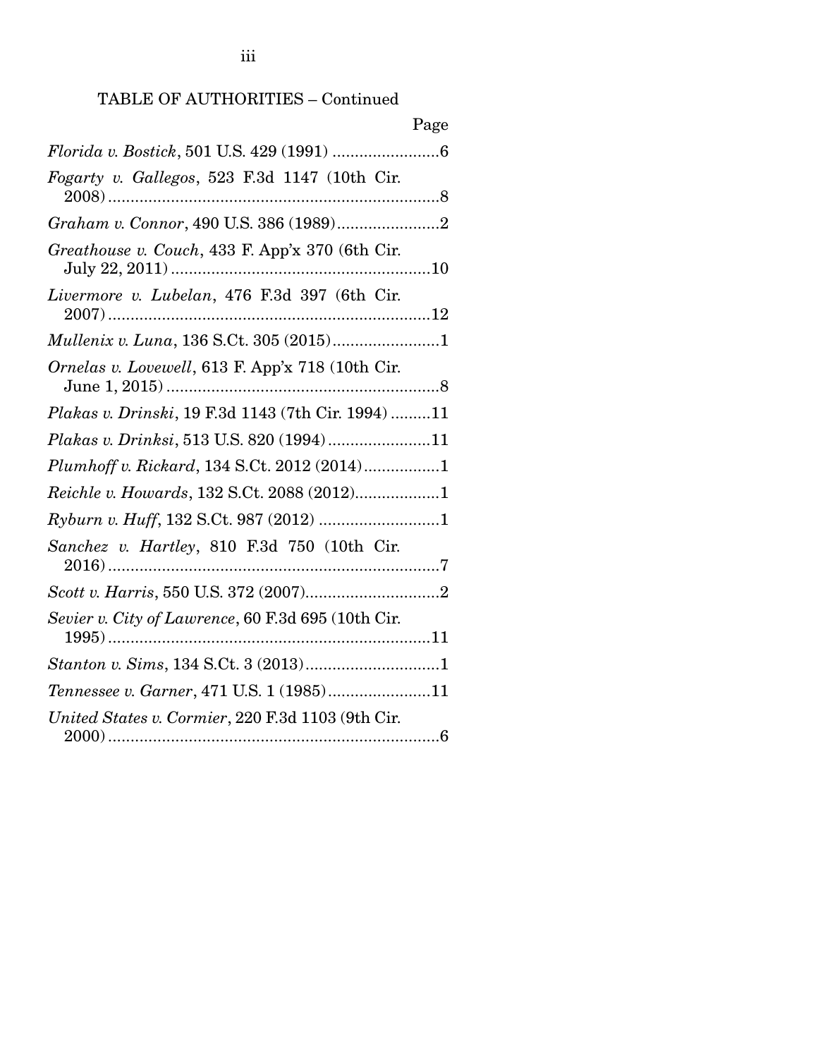## TABLE OF AUTHORITIES – Continued

| | Page |
|---|---|
| *Florida v. Bostick*, 501 U.S. 429 (1991) | 6 |
| *Fogarty v. Gallegos*, 523 F.3d 1147 (10th Cir. 2008) | 8 |
| *Graham v. Connor*, 490 U.S. 386 (1989) | 2 |
| *Greathouse v. Couch*, 433 F. App'x 370 (6th Cir. July 22, 2011) | 10 |
| *Livermore v. Lubelan*, 476 F.3d 397 (6th Cir. 2007) | 12 |
| *Mullenix v. Luna*, 136 S.Ct. 305 (2015) | 1 |
| *Ornelas v. Lovewell*, 613 F. App'x 718 (10th Cir. June 1, 2015) | 8 |
| *Plakas v. Drinski*, 19 F.3d 1143 (7th Cir. 1994) | 11 |
| *Plakas v. Drinksi*, 513 U.S. 820 (1994) | 11 |
| *Plumhoff v. Rickard*, 134 S.Ct. 2012 (2014) | 1 |
| *Reichle v. Howards*, 132 S.Ct. 2088 (2012) | 1 |
| *Ryburn v. Huff*, 132 S.Ct. 987 (2012) | 1 |
| *Sanchez v. Hartley*, 810 F.3d 750 (10th Cir. 2016) | 7 |
| *Scott v. Harris*, 550 U.S. 372 (2007) | 2 |
| *Sevier v. City of Lawrence*, 60 F.3d 695 (10th Cir. 1995) | 11 |
| *Stanton v. Sims*, 134 S.Ct. 3 (2013) | 1 |
| *Tennessee v. Garner*, 471 U.S. 1 (1985) | 11 |
| *United States v. Cormier*, 220 F.3d 1103 (9th Cir. 2000) | 6 |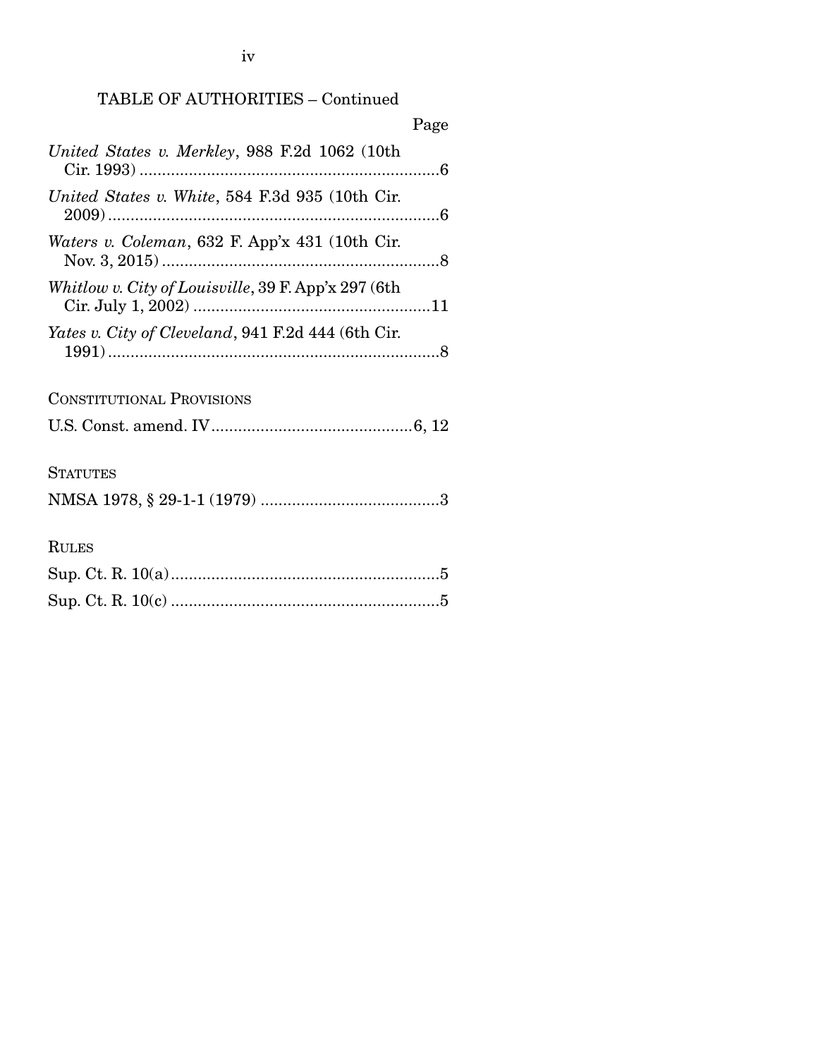## TABLE OF AUTHORITIES – Continued

Page

*United States v. Merkley*, 988 F.2d 1062 (10th Cir. 1993) ....................6

*United States v. White*, 584 F.3d 935 (10th Cir. 2009) ....................6

*Waters v. Coleman*, 632 F. App'x 431 (10th Cir. Nov. 3, 2015) ....................8

*Whitlow v. City of Louisville*, 39 F. App'x 297 (6th Cir. July 1, 2002) ....................11

*Yates v. City of Cleveland*, 941 F.2d 444 (6th Cir. 1991) ....................8

### Constitutional Provisions

U.S. Const. amend. IV ....................6, 12

### Statutes

NMSA 1978, § 29-1-1 (1979) ....................3

### Rules

Sup. Ct. R. 10(a) ....................5

Sup. Ct. R. 10(c) ....................5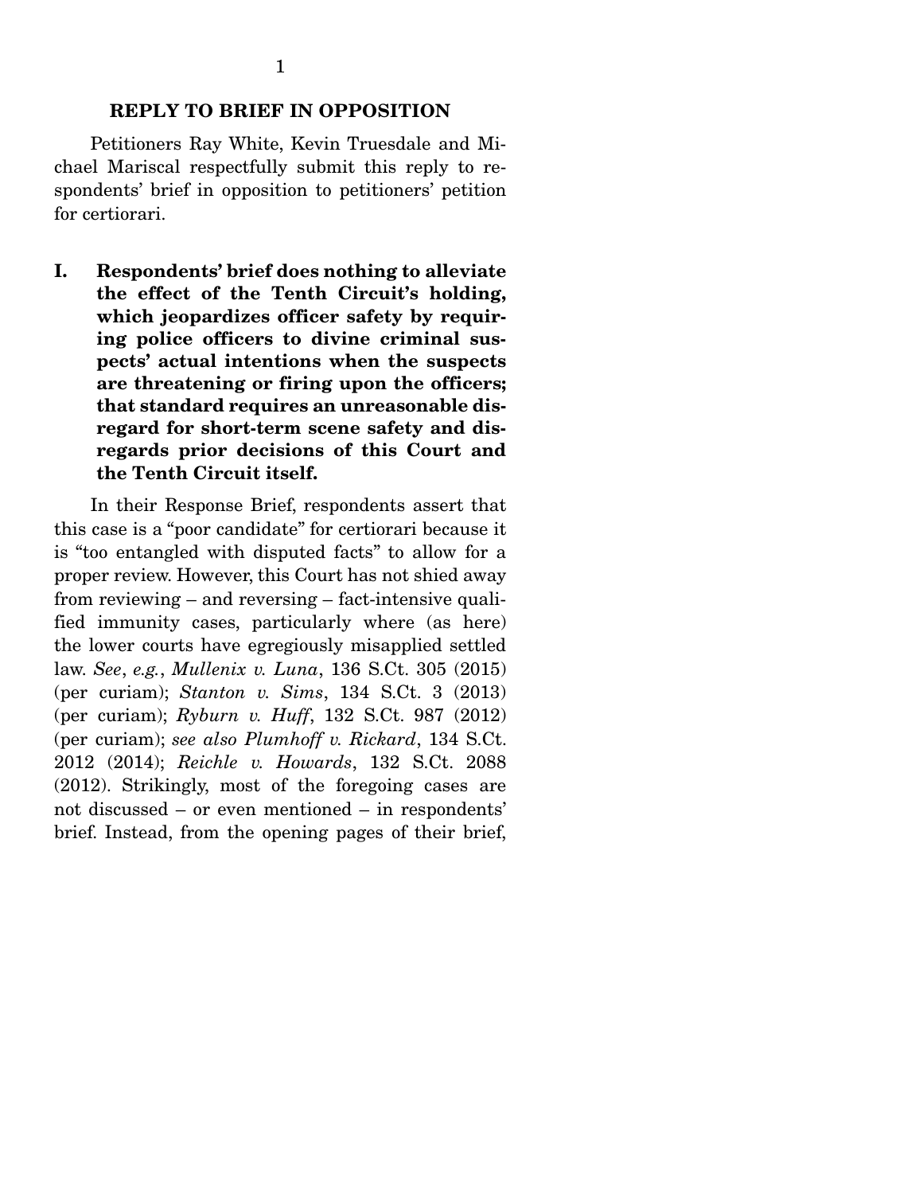## REPLY TO BRIEF IN OPPOSITION

Petitioners Ray White, Kevin Truesdale and Michael Mariscal respectfully submit this reply to respondents' brief in opposition to petitioners' petition for certiorari.

### I. Respondents' brief does nothing to alleviate the effect of the Tenth Circuit's holding, which jeopardizes officer safety by requiring police officers to divine criminal suspects' actual intentions when the suspects are threatening or firing upon the officers; that standard requires an unreasonable disregard for short-term scene safety and disregards prior decisions of this Court and the Tenth Circuit itself.

In their Response Brief, respondents assert that this case is a "poor candidate" for certiorari because it is "too entangled with disputed facts" to allow for a proper review. However, this Court has not shied away from reviewing – and reversing – fact-intensive qualified immunity cases, particularly where (as here) the lower courts have egregiously misapplied settled law. *See*, *e.g.*, *Mullenix v. Luna*, 136 S.Ct. 305 (2015) (per curiam); *Stanton v. Sims*, 134 S.Ct. 3 (2013) (per curiam); *Ryburn v. Huff*, 132 S.Ct. 987 (2012) (per curiam); *see also Plumhoff v. Rickard*, 134 S.Ct. 2012 (2014); *Reichle v. Howards*, 132 S.Ct. 2088 (2012). Strikingly, most of the foregoing cases are not discussed – or even mentioned – in respondents' brief. Instead, from the opening pages of their brief,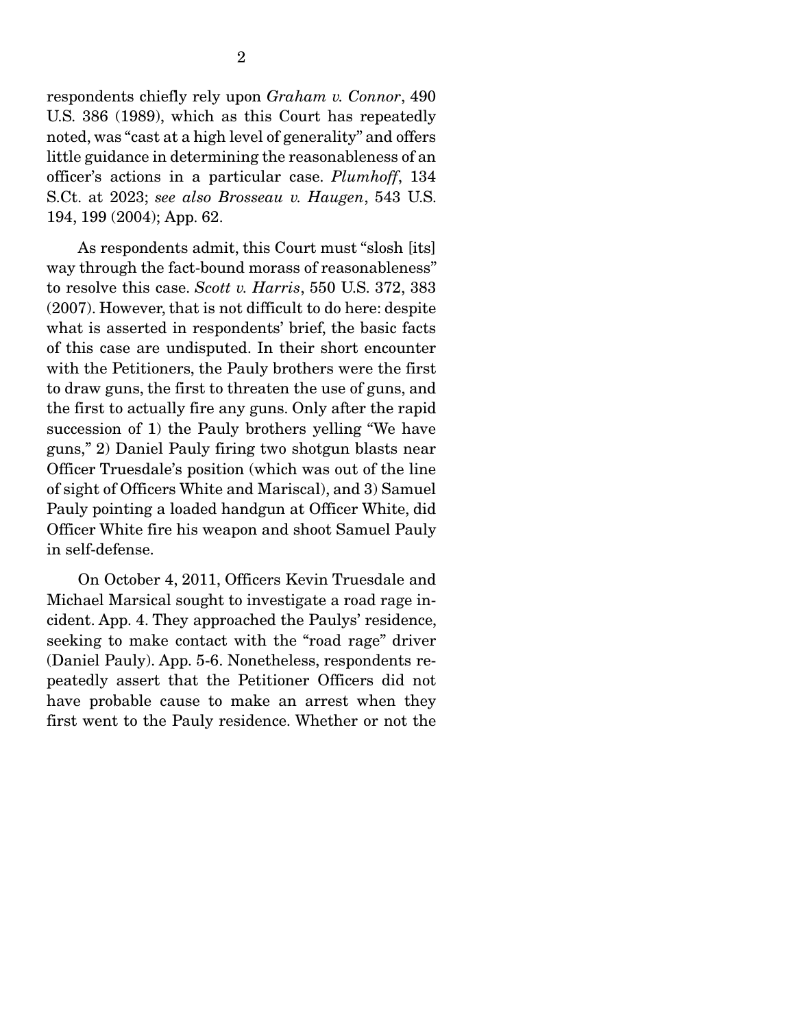respondents chiefly rely upon *Graham v. Connor*, 490 U.S. 386 (1989), which as this Court has repeatedly noted, was "cast at a high level of generality" and offers little guidance in determining the reasonableness of an officer's actions in a particular case. *Plumhoff*, 134 S.Ct. at 2023; *see also Brosseau v. Haugen*, 543 U.S. 194, 199 (2004); App. 62.

As respondents admit, this Court must "slosh [its] way through the fact-bound morass of reasonableness" to resolve this case. *Scott v. Harris*, 550 U.S. 372, 383 (2007). However, that is not difficult to do here: despite what is asserted in respondents' brief, the basic facts of this case are undisputed. In their short encounter with the Petitioners, the Pauly brothers were the first to draw guns, the first to threaten the use of guns, and the first to actually fire any guns. Only after the rapid succession of 1) the Pauly brothers yelling "We have guns," 2) Daniel Pauly firing two shotgun blasts near Officer Truesdale's position (which was out of the line of sight of Officers White and Mariscal), and 3) Samuel Pauly pointing a loaded handgun at Officer White, did Officer White fire his weapon and shoot Samuel Pauly in self-defense.

On October 4, 2011, Officers Kevin Truesdale and Michael Marsical sought to investigate a road rage incident. App. 4. They approached the Paulys' residence, seeking to make contact with the "road rage" driver (Daniel Pauly). App. 5-6. Nonetheless, respondents repeatedly assert that the Petitioner Officers did not have probable cause to make an arrest when they first went to the Pauly residence. Whether or not the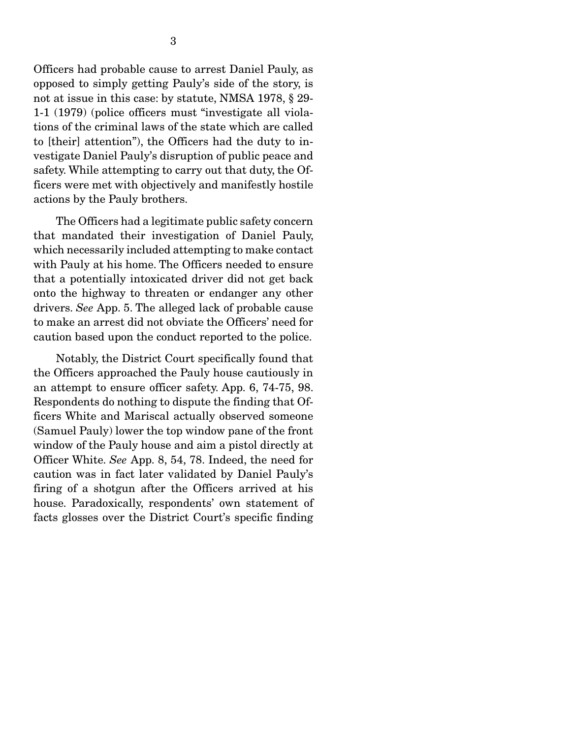Officers had probable cause to arrest Daniel Pauly, as opposed to simply getting Pauly's side of the story, is not at issue in this case: by statute, NMSA 1978, § 29-1-1 (1979) (police officers must "investigate all violations of the criminal laws of the state which are called to [their] attention"), the Officers had the duty to investigate Daniel Pauly's disruption of public peace and safety. While attempting to carry out that duty, the Officers were met with objectively and manifestly hostile actions by the Pauly brothers.

The Officers had a legitimate public safety concern that mandated their investigation of Daniel Pauly, which necessarily included attempting to make contact with Pauly at his home. The Officers needed to ensure that a potentially intoxicated driver did not get back onto the highway to threaten or endanger any other drivers. *See* App. 5. The alleged lack of probable cause to make an arrest did not obviate the Officers' need for caution based upon the conduct reported to the police.

Notably, the District Court specifically found that the Officers approached the Pauly house cautiously in an attempt to ensure officer safety. App. 6, 74-75, 98. Respondents do nothing to dispute the finding that Officers White and Mariscal actually observed someone (Samuel Pauly) lower the top window pane of the front window of the Pauly house and aim a pistol directly at Officer White. *See* App. 8, 54, 78. Indeed, the need for caution was in fact later validated by Daniel Pauly's firing of a shotgun after the Officers arrived at his house. Paradoxically, respondents' own statement of facts glosses over the District Court's specific finding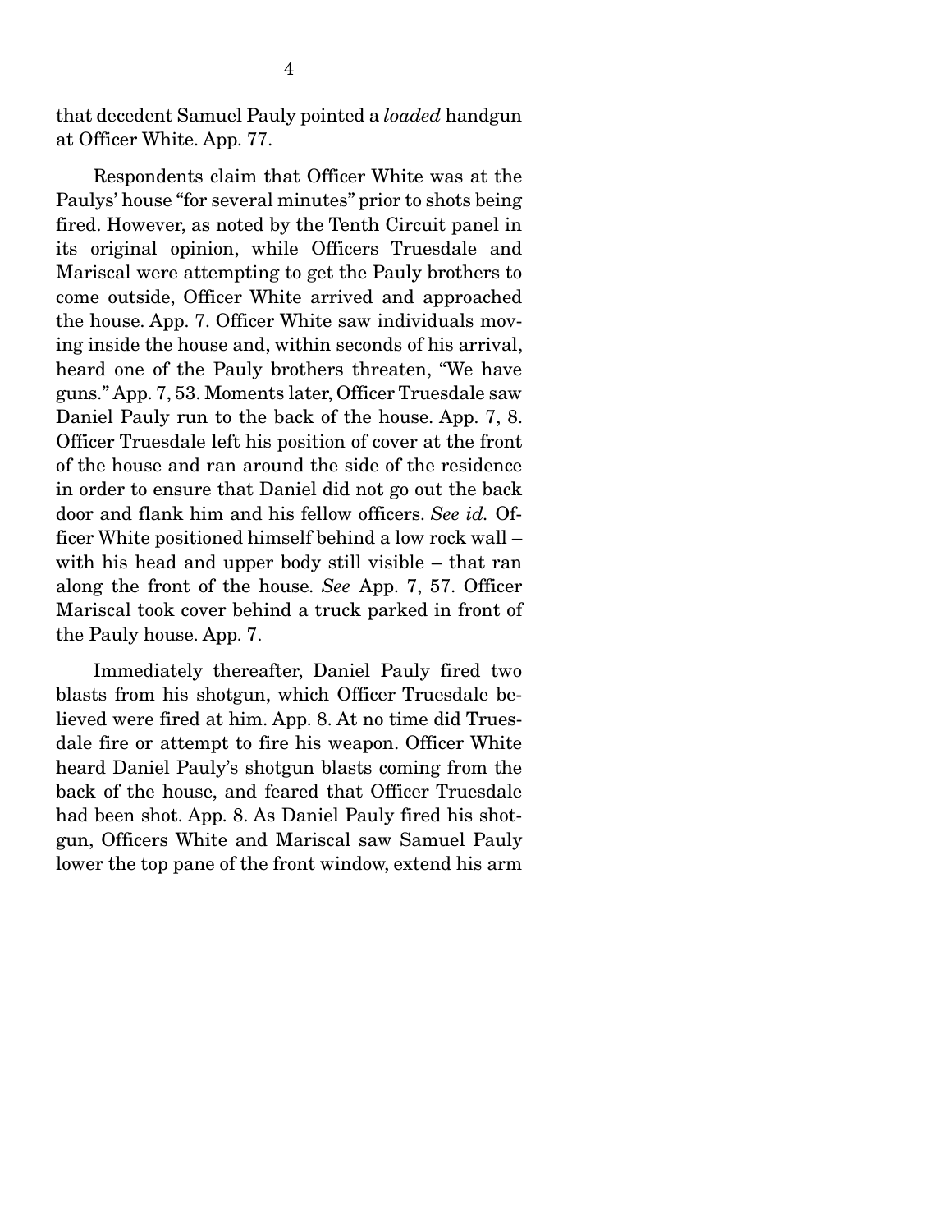that decedent Samuel Pauly pointed a *loaded* handgun at Officer White. App. 77.

Respondents claim that Officer White was at the Paulys' house "for several minutes" prior to shots being fired. However, as noted by the Tenth Circuit panel in its original opinion, while Officers Truesdale and Mariscal were attempting to get the Pauly brothers to come outside, Officer White arrived and approached the house. App. 7. Officer White saw individuals moving inside the house and, within seconds of his arrival, heard one of the Pauly brothers threaten, "We have guns." App. 7, 53. Moments later, Officer Truesdale saw Daniel Pauly run to the back of the house. App. 7, 8. Officer Truesdale left his position of cover at the front of the house and ran around the side of the residence in order to ensure that Daniel did not go out the back door and flank him and his fellow officers. *See id.* Officer White positioned himself behind a low rock wall – with his head and upper body still visible – that ran along the front of the house. *See* App. 7, 57. Officer Mariscal took cover behind a truck parked in front of the Pauly house. App. 7.

Immediately thereafter, Daniel Pauly fired two blasts from his shotgun, which Officer Truesdale believed were fired at him. App. 8. At no time did Truesdale fire or attempt to fire his weapon. Officer White heard Daniel Pauly's shotgun blasts coming from the back of the house, and feared that Officer Truesdale had been shot. App. 8. As Daniel Pauly fired his shotgun, Officers White and Mariscal saw Samuel Pauly lower the top pane of the front window, extend his arm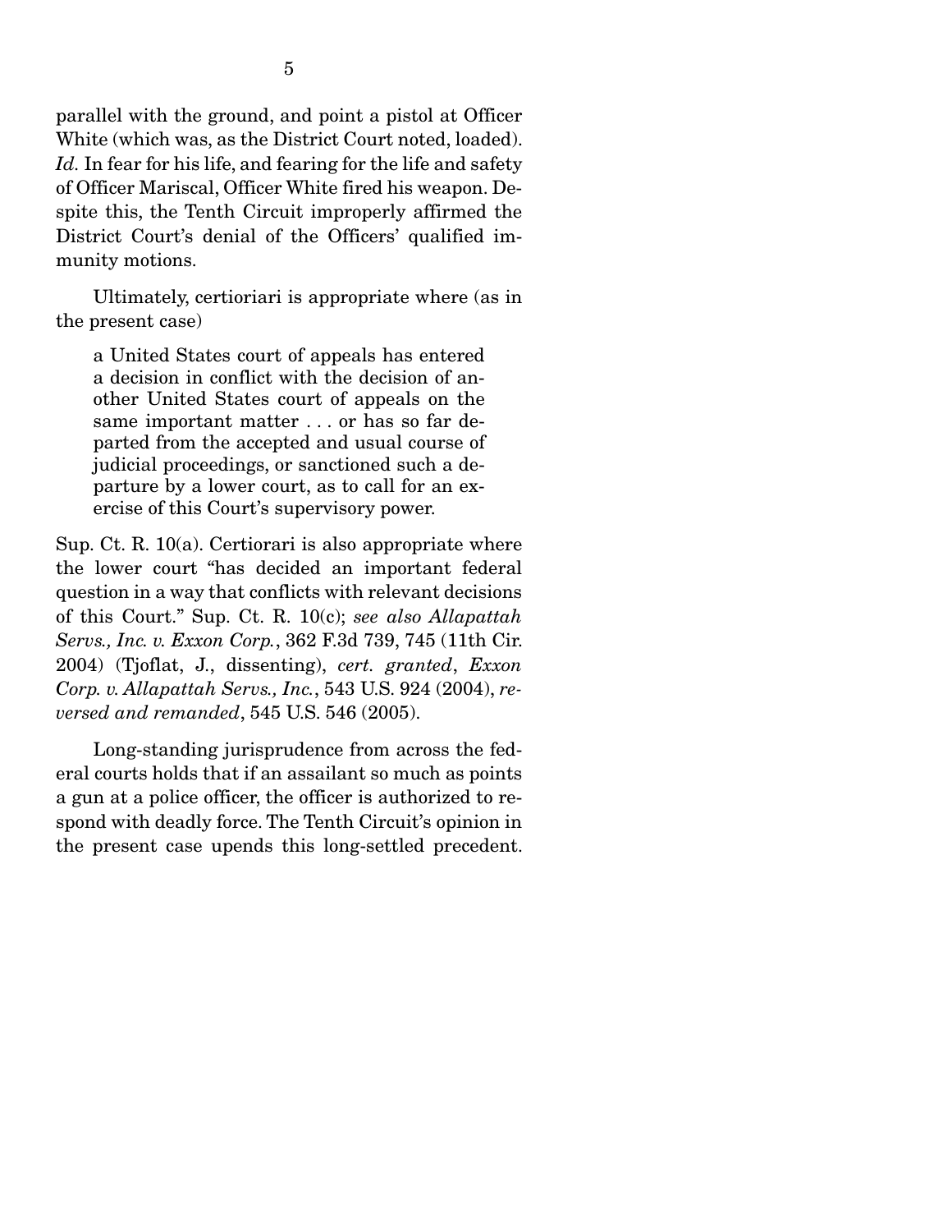parallel with the ground, and point a pistol at Officer White (which was, as the District Court noted, loaded). *Id.* In fear for his life, and fearing for the life and safety of Officer Mariscal, Officer White fired his weapon. Despite this, the Tenth Circuit improperly affirmed the District Court's denial of the Officers' qualified immunity motions.

Ultimately, certiorari is appropriate where (as in the present case)

> a United States court of appeals has entered a decision in conflict with the decision of another United States court of appeals on the same important matter . . . or has so far departed from the accepted and usual course of judicial proceedings, or sanctioned such a departure by a lower court, as to call for an exercise of this Court's supervisory power.

Sup. Ct. R. 10(a). Certiorari is also appropriate where the lower court "has decided an important federal question in a way that conflicts with relevant decisions of this Court." Sup. Ct. R. 10(c); *see also Allapattah Servs., Inc. v. Exxon Corp.*, 362 F.3d 739, 745 (11th Cir. 2004) (Tjoflat, J., dissenting), *cert. granted*, *Exxon Corp. v. Allapattah Servs., Inc.*, 543 U.S. 924 (2004), *reversed and remanded*, 545 U.S. 546 (2005).

Long-standing jurisprudence from across the federal courts holds that if an assailant so much as points a gun at a police officer, the officer is authorized to respond with deadly force. The Tenth Circuit's opinion in the present case upends this long-settled precedent.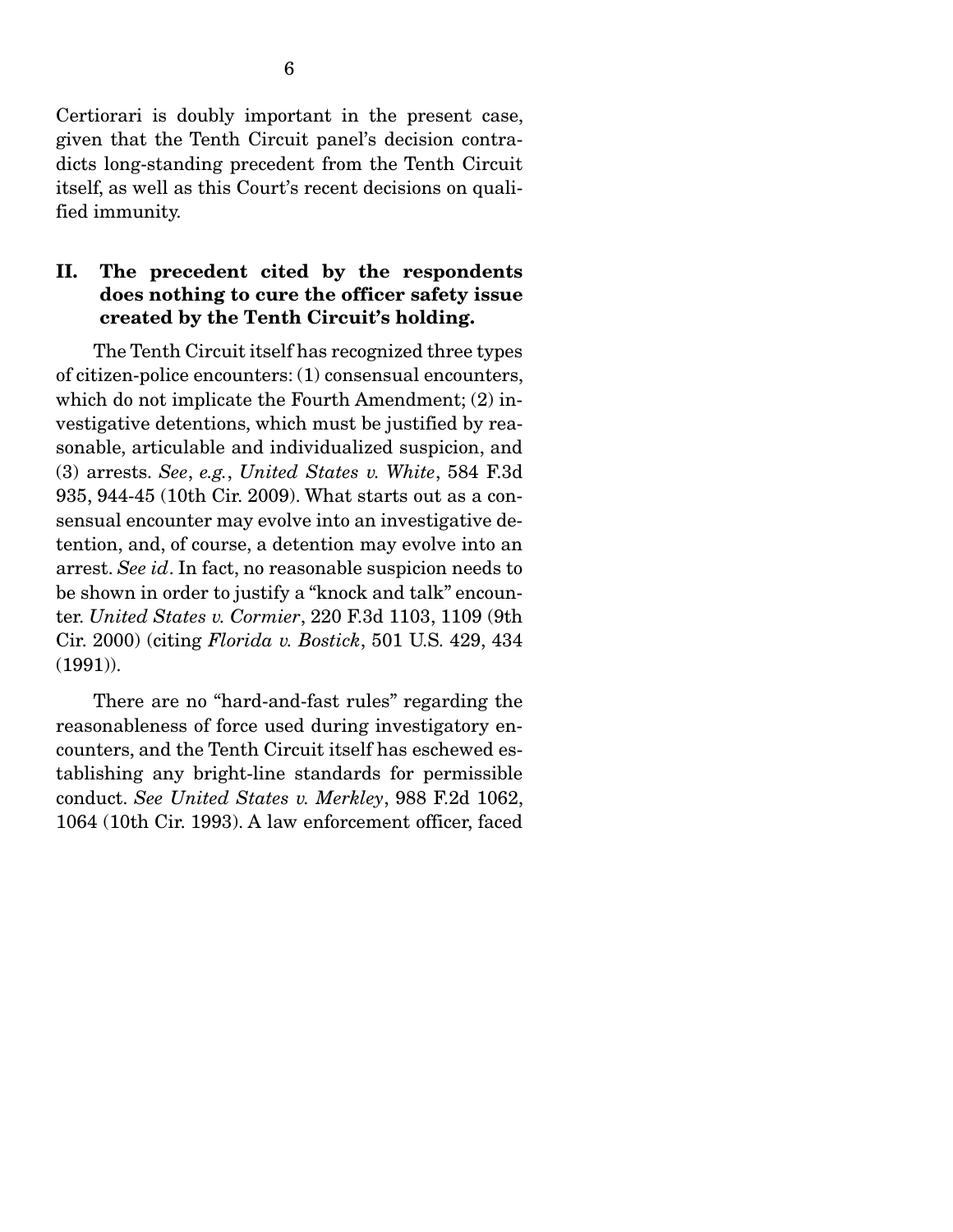Certiorari is doubly important in the present case, given that the Tenth Circuit panel's decision contradicts long-standing precedent from the Tenth Circuit itself, as well as this Court's recent decisions on qualified immunity.

## II. The precedent cited by the respondents does nothing to cure the officer safety issue created by the Tenth Circuit's holding.

The Tenth Circuit itself has recognized three types of citizen-police encounters: (1) consensual encounters, which do not implicate the Fourth Amendment; (2) investigative detentions, which must be justified by reasonable, articulable and individualized suspicion, and (3) arrests. *See*, *e.g.*, *United States v. White*, 584 F.3d 935, 944-45 (10th Cir. 2009). What starts out as a consensual encounter may evolve into an investigative detention, and, of course, a detention may evolve into an arrest. *See id*. In fact, no reasonable suspicion needs to be shown in order to justify a "knock and talk" encounter. *United States v. Cormier*, 220 F.3d 1103, 1109 (9th Cir. 2000) (citing *Florida v. Bostick*, 501 U.S. 429, 434 (1991)).

There are no "hard-and-fast rules" regarding the reasonableness of force used during investigatory encounters, and the Tenth Circuit itself has eschewed establishing any bright-line standards for permissible conduct. *See United States v. Merkley*, 988 F.2d 1062, 1064 (10th Cir. 1993). A law enforcement officer, faced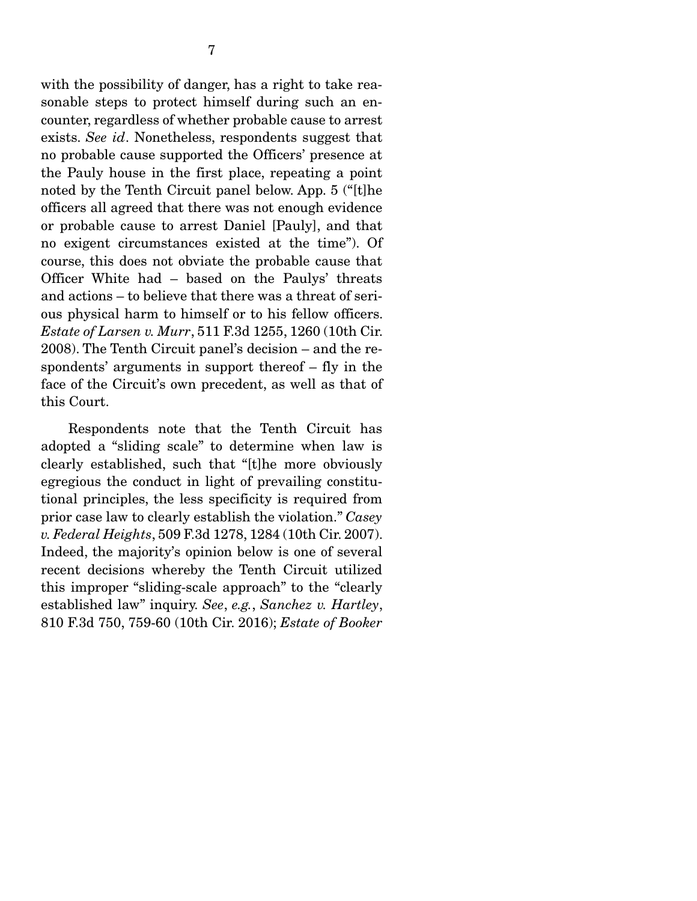with the possibility of danger, has a right to take reasonable steps to protect himself during such an encounter, regardless of whether probable cause to arrest exists. *See id*. Nonetheless, respondents suggest that no probable cause supported the Officers' presence at the Pauly house in the first place, repeating a point noted by the Tenth Circuit panel below. App. 5 ("[t]he officers all agreed that there was not enough evidence or probable cause to arrest Daniel [Pauly], and that no exigent circumstances existed at the time"). Of course, this does not obviate the probable cause that Officer White had – based on the Paulys' threats and actions – to believe that there was a threat of serious physical harm to himself or to his fellow officers. *Estate of Larsen v. Murr*, 511 F.3d 1255, 1260 (10th Cir. 2008). The Tenth Circuit panel's decision – and the respondents' arguments in support thereof – fly in the face of the Circuit's own precedent, as well as that of this Court.

Respondents note that the Tenth Circuit has adopted a "sliding scale" to determine when law is clearly established, such that "[t]he more obviously egregious the conduct in light of prevailing constitutional principles, the less specificity is required from prior case law to clearly establish the violation." *Casey v. Federal Heights*, 509 F.3d 1278, 1284 (10th Cir. 2007). Indeed, the majority's opinion below is one of several recent decisions whereby the Tenth Circuit utilized this improper "sliding-scale approach" to the "clearly established law" inquiry. *See*, *e.g.*, *Sanchez v. Hartley*, 810 F.3d 750, 759-60 (10th Cir. 2016); *Estate of Booker*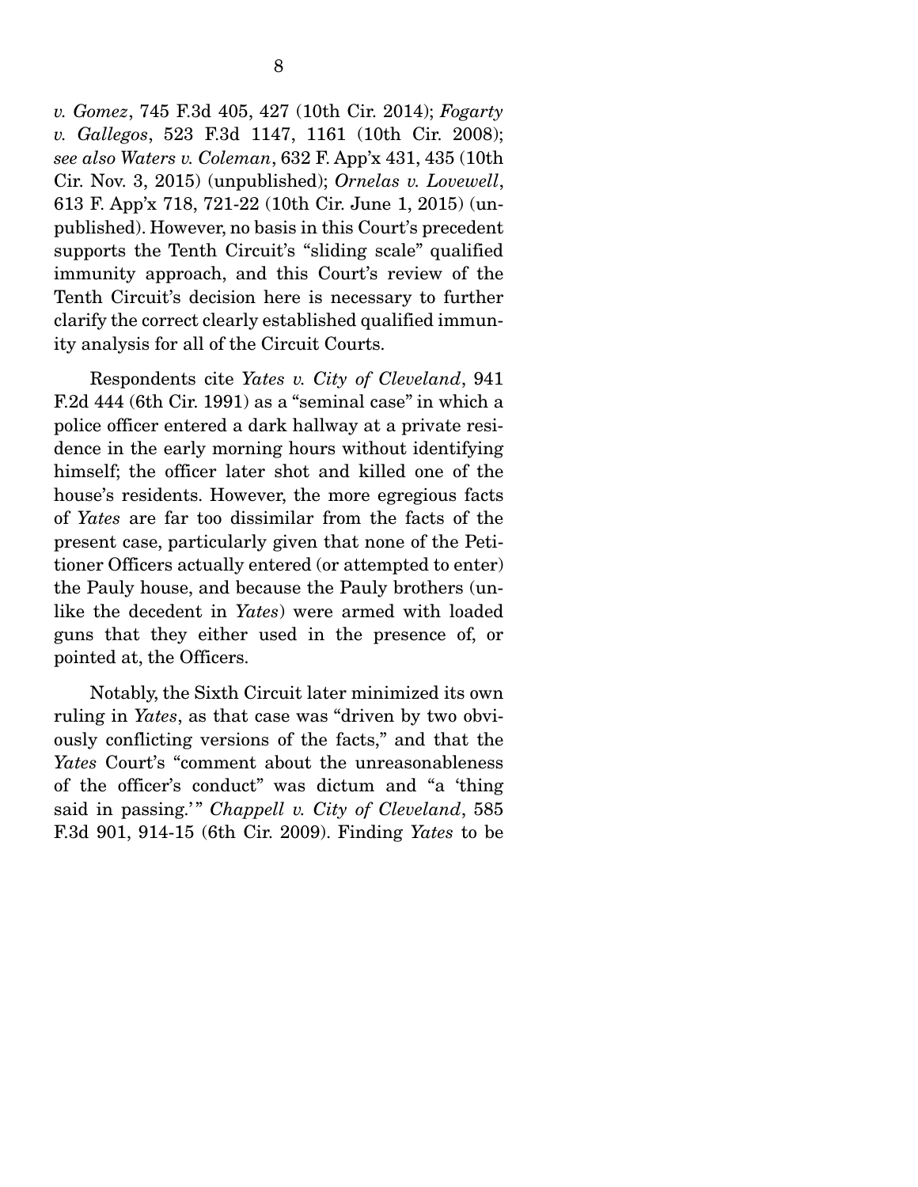*v. Gomez*, 745 F.3d 405, 427 (10th Cir. 2014); *Fogarty v. Gallegos*, 523 F.3d 1147, 1161 (10th Cir. 2008); *see also Waters v. Coleman*, 632 F. App'x 431, 435 (10th Cir. Nov. 3, 2015) (unpublished); *Ornelas v. Lovewell*, 613 F. App'x 718, 721-22 (10th Cir. June 1, 2015) (unpublished). However, no basis in this Court's precedent supports the Tenth Circuit's "sliding scale" qualified immunity approach, and this Court's review of the Tenth Circuit's decision here is necessary to further clarify the correct clearly established qualified immunity analysis for all of the Circuit Courts.

Respondents cite *Yates v. City of Cleveland*, 941 F.2d 444 (6th Cir. 1991) as a "seminal case" in which a police officer entered a dark hallway at a private residence in the early morning hours without identifying himself; the officer later shot and killed one of the house's residents. However, the more egregious facts of *Yates* are far too dissimilar from the facts of the present case, particularly given that none of the Petitioner Officers actually entered (or attempted to enter) the Pauly house, and because the Pauly brothers (unlike the decedent in *Yates*) were armed with loaded guns that they either used in the presence of, or pointed at, the Officers.

Notably, the Sixth Circuit later minimized its own ruling in *Yates*, as that case was "driven by two obviously conflicting versions of the facts," and that the *Yates* Court's "comment about the unreasonableness of the officer's conduct" was dictum and "a 'thing said in passing.'" *Chappell v. City of Cleveland*, 585 F.3d 901, 914-15 (6th Cir. 2009). Finding *Yates* to be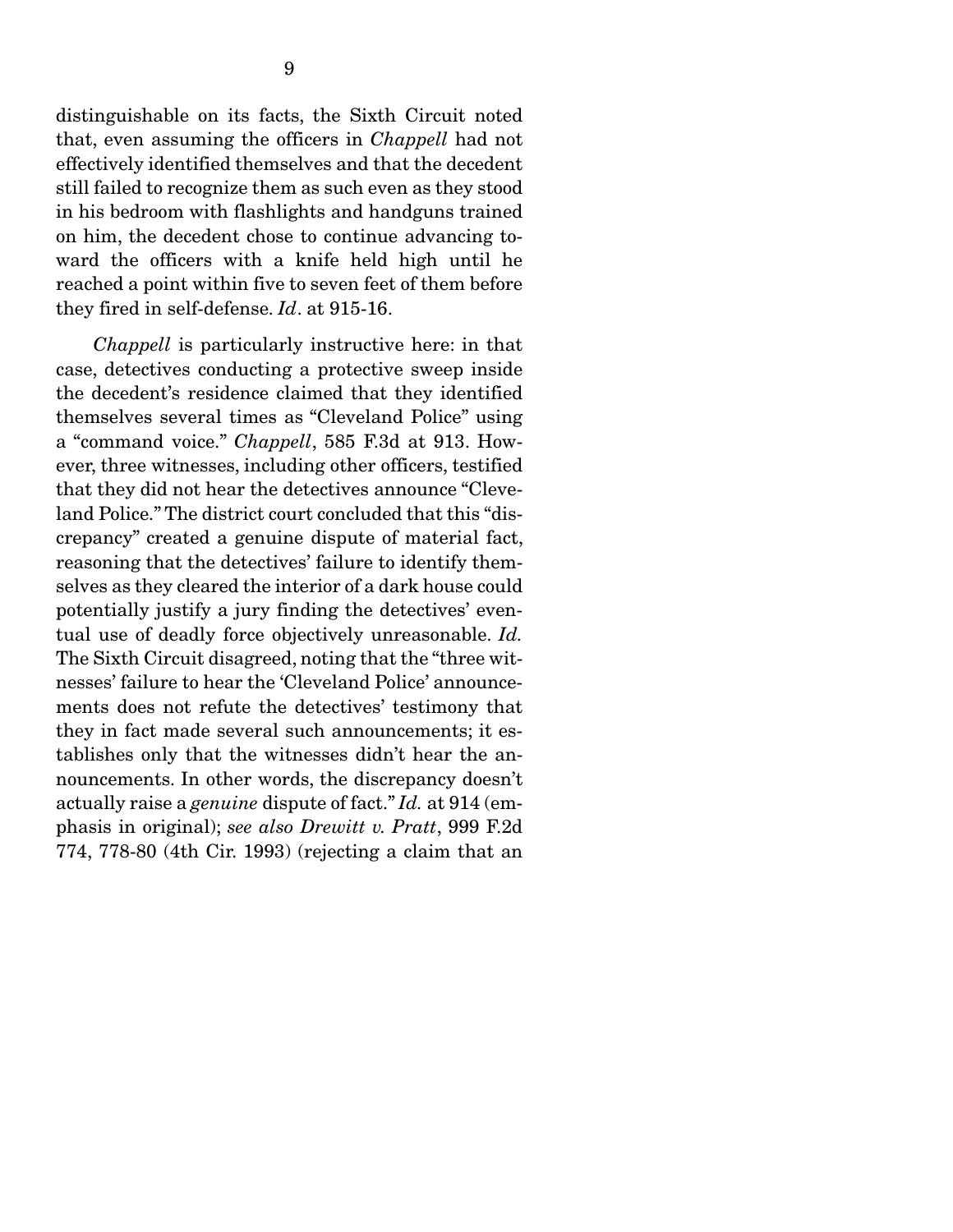distinguishable on its facts, the Sixth Circuit noted that, even assuming the officers in *Chappell* had not effectively identified themselves and that the decedent still failed to recognize them as such even as they stood in his bedroom with flashlights and handguns trained on him, the decedent chose to continue advancing toward the officers with a knife held high until he reached a point within five to seven feet of them before they fired in self-defense. *Id*. at 915-16.

*Chappell* is particularly instructive here: in that case, detectives conducting a protective sweep inside the decedent's residence claimed that they identified themselves several times as "Cleveland Police" using a "command voice." *Chappell*, 585 F.3d at 913. However, three witnesses, including other officers, testified that they did not hear the detectives announce "Cleveland Police." The district court concluded that this "discrepancy" created a genuine dispute of material fact, reasoning that the detectives' failure to identify themselves as they cleared the interior of a dark house could potentially justify a jury finding the detectives' eventual use of deadly force objectively unreasonable. *Id.* The Sixth Circuit disagreed, noting that the "three witnesses' failure to hear the 'Cleveland Police' announcements does not refute the detectives' testimony that they in fact made several such announcements; it establishes only that the witnesses didn't hear the announcements. In other words, the discrepancy doesn't actually raise a *genuine* dispute of fact." *Id.* at 914 (emphasis in original); *see also Drewitt v. Pratt*, 999 F.2d 774, 778-80 (4th Cir. 1993) (rejecting a claim that an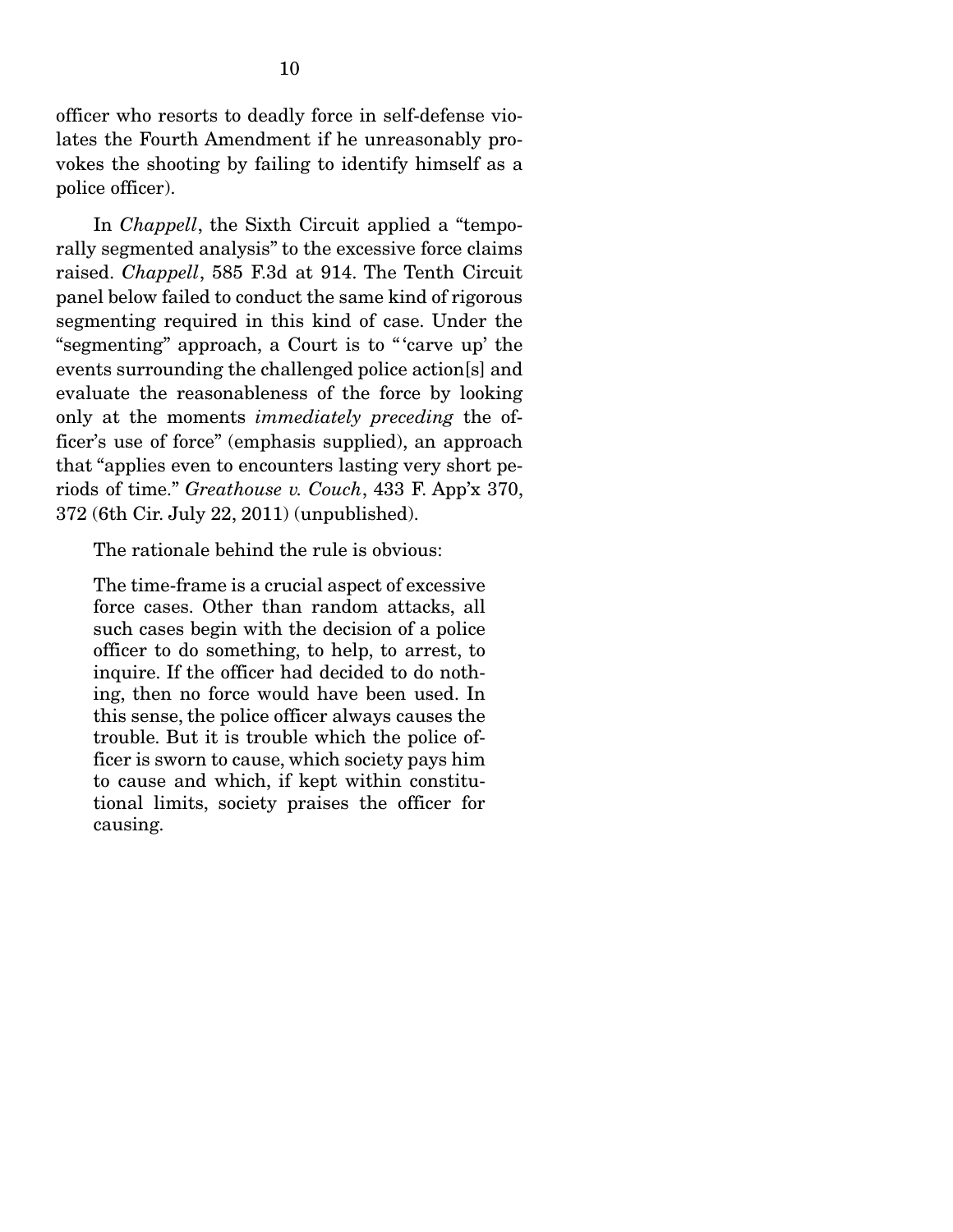officer who resorts to deadly force in self-defense violates the Fourth Amendment if he unreasonably provokes the shooting by failing to identify himself as a police officer).

In *Chappell*, the Sixth Circuit applied a "temporally segmented analysis" to the excessive force claims raised. *Chappell*, 585 F.3d at 914. The Tenth Circuit panel below failed to conduct the same kind of rigorous segmenting required in this kind of case. Under the "segmenting" approach, a Court is to "'carve up' the events surrounding the challenged police action[s] and evaluate the reasonableness of the force by looking only at the moments *immediately preceding* the officer's use of force" (emphasis supplied), an approach that "applies even to encounters lasting very short periods of time." *Greathouse v. Couch*, 433 F. App'x 370, 372 (6th Cir. July 22, 2011) (unpublished).

The rationale behind the rule is obvious:

> The time-frame is a crucial aspect of excessive force cases. Other than random attacks, all such cases begin with the decision of a police officer to do something, to help, to arrest, to inquire. If the officer had decided to do nothing, then no force would have been used. In this sense, the police officer always causes the trouble. But it is trouble which the police officer is sworn to cause, which society pays him to cause and which, if kept within constitutional limits, society praises the officer for causing.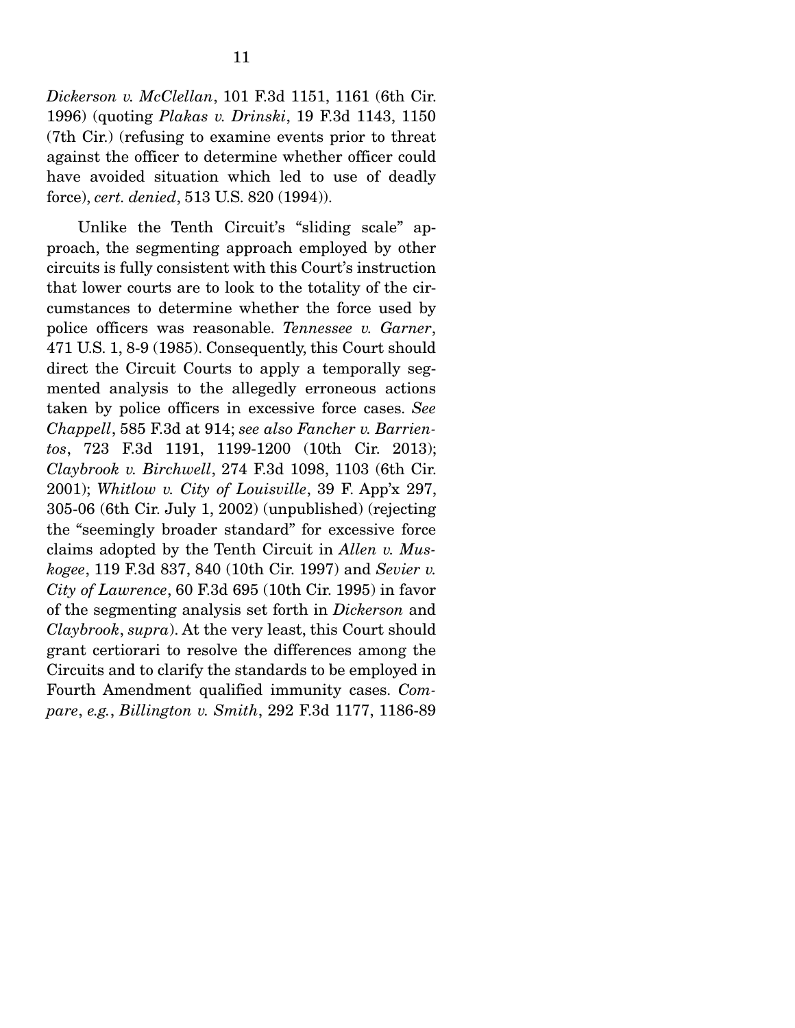*Dickerson v. McClellan*, 101 F.3d 1151, 1161 (6th Cir. 1996) (quoting *Plakas v. Drinski*, 19 F.3d 1143, 1150 (7th Cir.) (refusing to examine events prior to threat against the officer to determine whether officer could have avoided situation which led to use of deadly force), *cert. denied*, 513 U.S. 820 (1994)).

Unlike the Tenth Circuit's "sliding scale" approach, the segmenting approach employed by other circuits is fully consistent with this Court's instruction that lower courts are to look to the totality of the circumstances to determine whether the force used by police officers was reasonable. *Tennessee v. Garner*, 471 U.S. 1, 8-9 (1985). Consequently, this Court should direct the Circuit Courts to apply a temporally segmented analysis to the allegedly erroneous actions taken by police officers in excessive force cases. *See Chappell*, 585 F.3d at 914; *see also Fancher v. Barrientos*, 723 F.3d 1191, 1199-1200 (10th Cir. 2013); *Claybrook v. Birchwell*, 274 F.3d 1098, 1103 (6th Cir. 2001); *Whitlow v. City of Louisville*, 39 F. App'x 297, 305-06 (6th Cir. July 1, 2002) (unpublished) (rejecting the "seemingly broader standard" for excessive force claims adopted by the Tenth Circuit in *Allen v. Muskogee*, 119 F.3d 837, 840 (10th Cir. 1997) and *Sevier v. City of Lawrence*, 60 F.3d 695 (10th Cir. 1995) in favor of the segmenting analysis set forth in *Dickerson* and *Claybrook*, *supra*). At the very least, this Court should grant certiorari to resolve the differences among the Circuits and to clarify the standards to be employed in Fourth Amendment qualified immunity cases. *Compare*, *e.g.*, *Billington v. Smith*, 292 F.3d 1177, 1186-89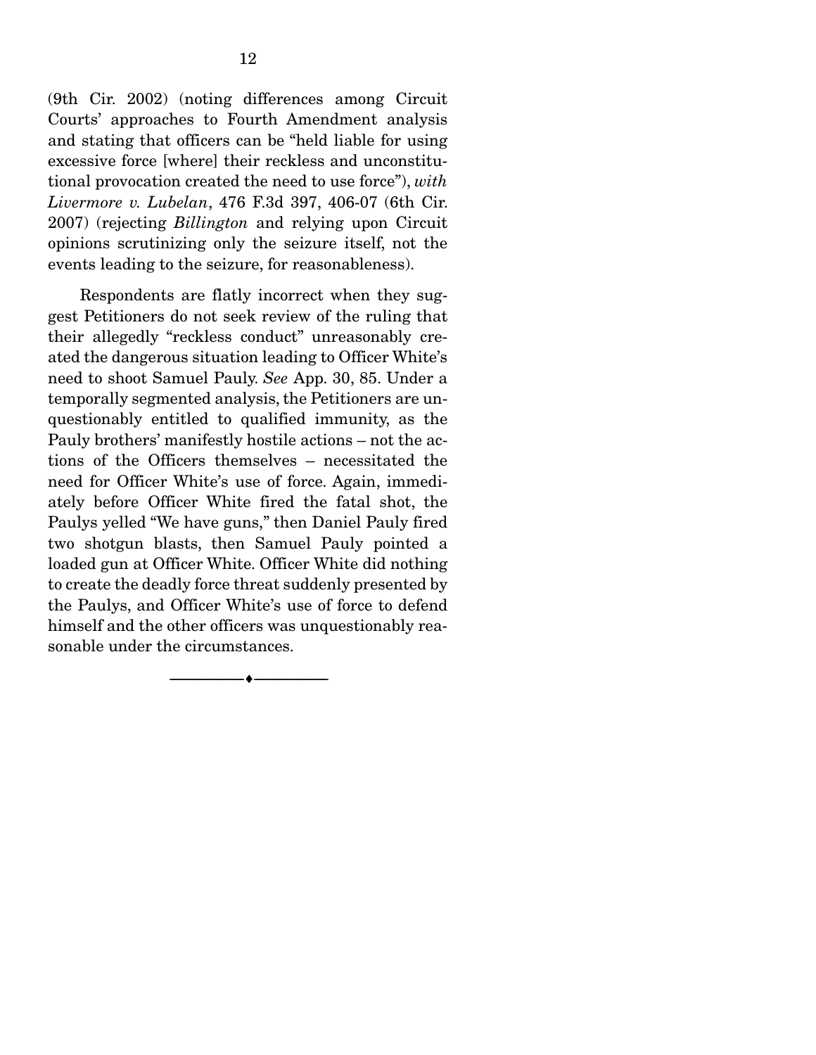(9th Cir. 2002) (noting differences among Circuit Courts' approaches to Fourth Amendment analysis and stating that officers can be "held liable for using excessive force [where] their reckless and unconstitutional provocation created the need to use force"), *with Livermore v. Lubelan*, 476 F.3d 397, 406-07 (6th Cir. 2007) (rejecting *Billington* and relying upon Circuit opinions scrutinizing only the seizure itself, not the events leading to the seizure, for reasonableness).

Respondents are flatly incorrect when they suggest Petitioners do not seek review of the ruling that their allegedly "reckless conduct" unreasonably created the dangerous situation leading to Officer White's need to shoot Samuel Pauly. *See* App. 30, 85. Under a temporally segmented analysis, the Petitioners are unquestionably entitled to qualified immunity, as the Pauly brothers' manifestly hostile actions – not the actions of the Officers themselves – necessitated the need for Officer White's use of force. Again, immediately before Officer White fired the fatal shot, the Paulys yelled "We have guns," then Daniel Pauly fired two shotgun blasts, then Samuel Pauly pointed a loaded gun at Officer White. Officer White did nothing to create the deadly force threat suddenly presented by the Paulys, and Officer White's use of force to defend himself and the other officers was unquestionably reasonable under the circumstances.

---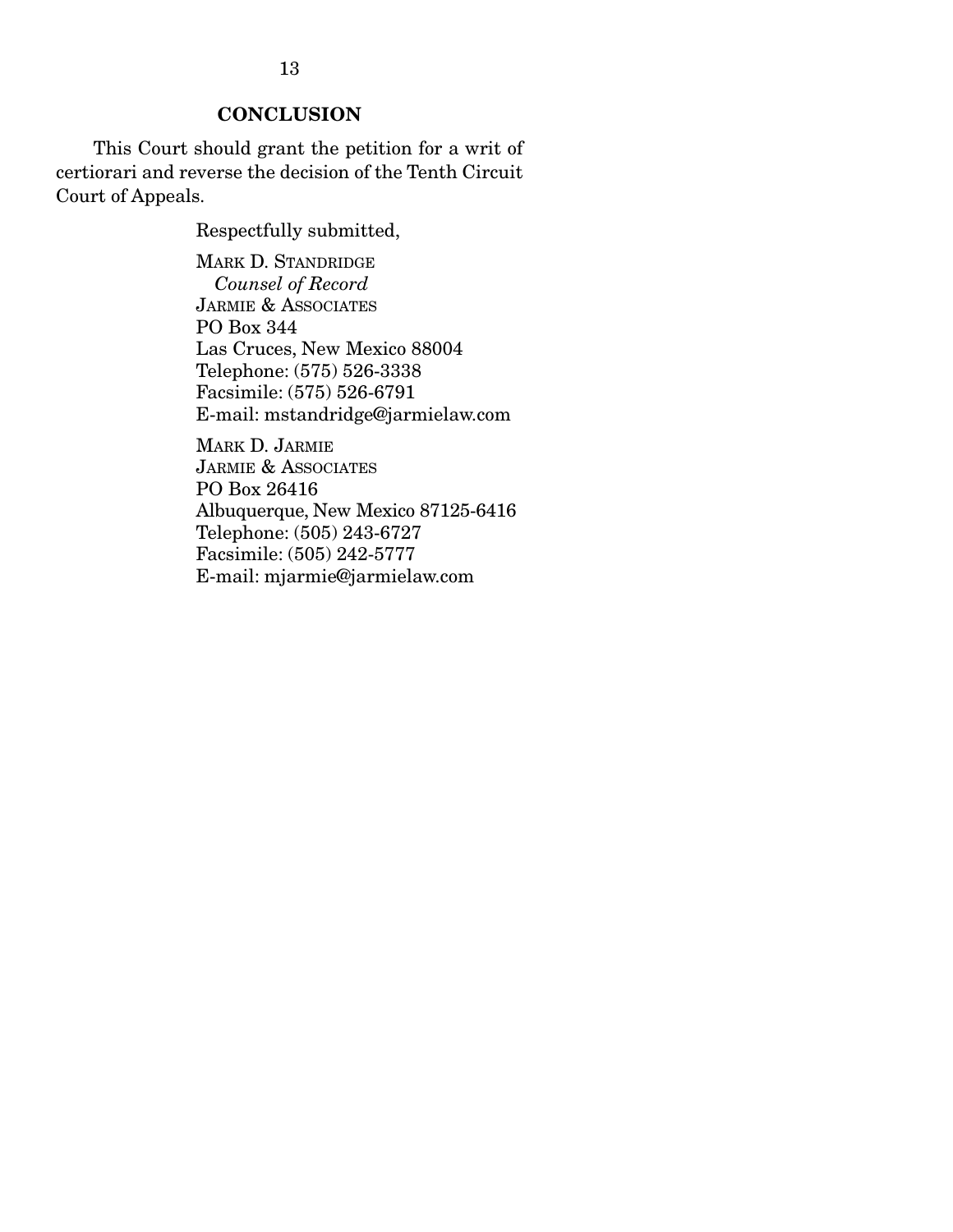## CONCLUSION

This Court should grant the petition for a writ of certiorari and reverse the decision of the Tenth Circuit Court of Appeals.

Respectfully submitted,

MARK D. STANDRIDGE
*Counsel of Record*
JARMIE & ASSOCIATES
PO Box 344
Las Cruces, New Mexico 88004
Telephone: (575) 526-3338
Facsimile: (575) 526-6791
E-mail: mstandridge@jarmielaw.com

MARK D. JARMIE
JARMIE & ASSOCIATES
PO Box 26416
Albuquerque, New Mexico 87125-6416
Telephone: (505) 243-6727
Facsimile: (505) 242-5777
E-mail: mjarmie@jarmielaw.com